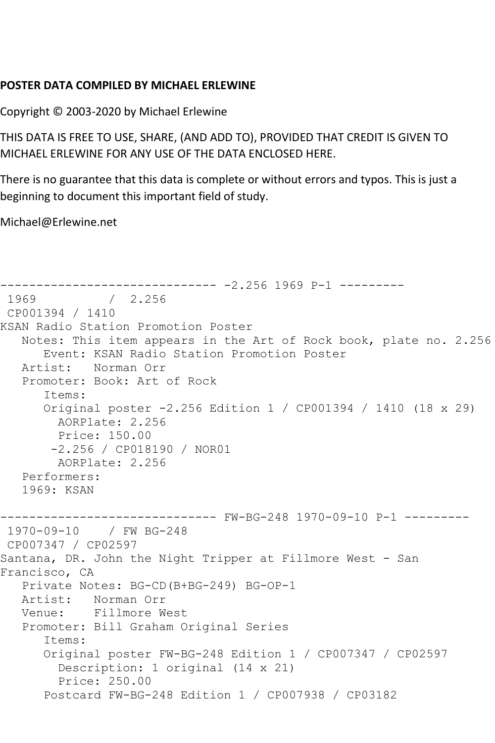**POSTER DATA COMPILED BY MICHAEL ERLEWINE**

Copyright © 2003-2020 by Michael Erlewine

THIS DATA IS FREE TO USE, SHARE, (AND ADD TO), PROVIDED THAT CREDIT IS GIVEN TO MICHAEL ERLEWINE FOR ANY USE OF THE DATA ENCLOSED HERE.

There is no guarantee that this data is complete or without errors and typos. This is just a beginning to document this important field of study.

Michael@Erlewine.net

```
------------------------------ -2.256 1969 P-1 ---------
 1969          /  2.256
 CP001394 / 1410
KSAN Radio Station Promotion Poster
   Notes: This item appears in the Art of Rock book, plate no. 2.256
      Event: KSAN Radio Station Promotion Poster
   Artist:   Norman Orr
   Promoter: Book: Art of Rock
      Items:
      Original poster -2.256 Edition 1 / CP001394 / 1410 (18 x 29)
        AORPlate: 2.256
        Price: 150.00
       -2.256 / CP018190 / NOR01
        AORPlate: 2.256
   Performers:
   1969: KSAN

------------------------------ FW-BG-248 1970-09-10 P-1 ---------
 1970-09-10    / FW BG-248
 CP007347 / CP02597
Santana, DR. John the Night Tripper at Fillmore West - San
Francisco, CA
   Private Notes: BG-CD(B+BG-249) BG-OP-1
   Artist:   Norman Orr
   Venue:    Fillmore West
   Promoter: Bill Graham Original Series
      Items:
      Original poster FW-BG-248 Edition 1 / CP007347 / CP02597
        Description: 1 original (14 x 21)
        Price: 250.00
      Postcard FW-BG-248 Edition 1 / CP007938 / CP03182
```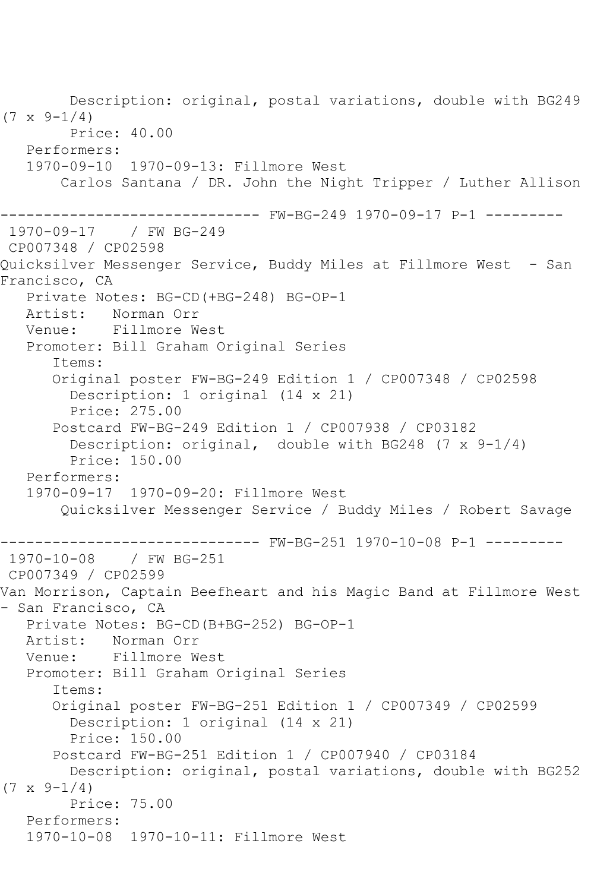Description: original, postal variations, double with BG249 (7 x 9-1/4)
Price: 40.00

Performers:

1970-09-10 1970-09-13: Fillmore West

Carlos Santana / DR. John the Night Tripper / Luther Allison

------------------------------ FW-BG-249 1970-09-17 P-1 ---------

1970-09-17 / FW BG-249

CP007348 / CP02598

Quicksilver Messenger Service, Buddy Miles at Fillmore West - San Francisco, CA

Private Notes: BG-CD(+BG-248) BG-OP-1

Artist: Norman Orr

Venue: Fillmore West

Promoter: Bill Graham Original Series

Items:

Original poster FW-BG-249 Edition 1 / CP007348 / CP02598
Description: 1 original (14 x 21)
Price: 275.00

Postcard FW-BG-249 Edition 1 / CP007938 / CP03182
Description: original, double with BG248 (7 x 9-1/4)
Price: 150.00

Performers:

1970-09-17 1970-09-20: Fillmore West

Quicksilver Messenger Service / Buddy Miles / Robert Savage

------------------------------ FW-BG-251 1970-10-08 P-1 ---------

1970-10-08 / FW BG-251

CP007349 / CP02599

Van Morrison, Captain Beefheart and his Magic Band at Fillmore West - San Francisco, CA

Private Notes: BG-CD(B+BG-252) BG-OP-1

Artist: Norman Orr

Venue: Fillmore West

Promoter: Bill Graham Original Series

Items:

Original poster FW-BG-251 Edition 1 / CP007349 / CP02599
Description: 1 original (14 x 21)
Price: 150.00

Postcard FW-BG-251 Edition 1 / CP007940 / CP03184
Description: original, postal variations, double with BG252 (7 x 9-1/4)
Price: 75.00

Performers:

1970-10-08 1970-10-11: Fillmore West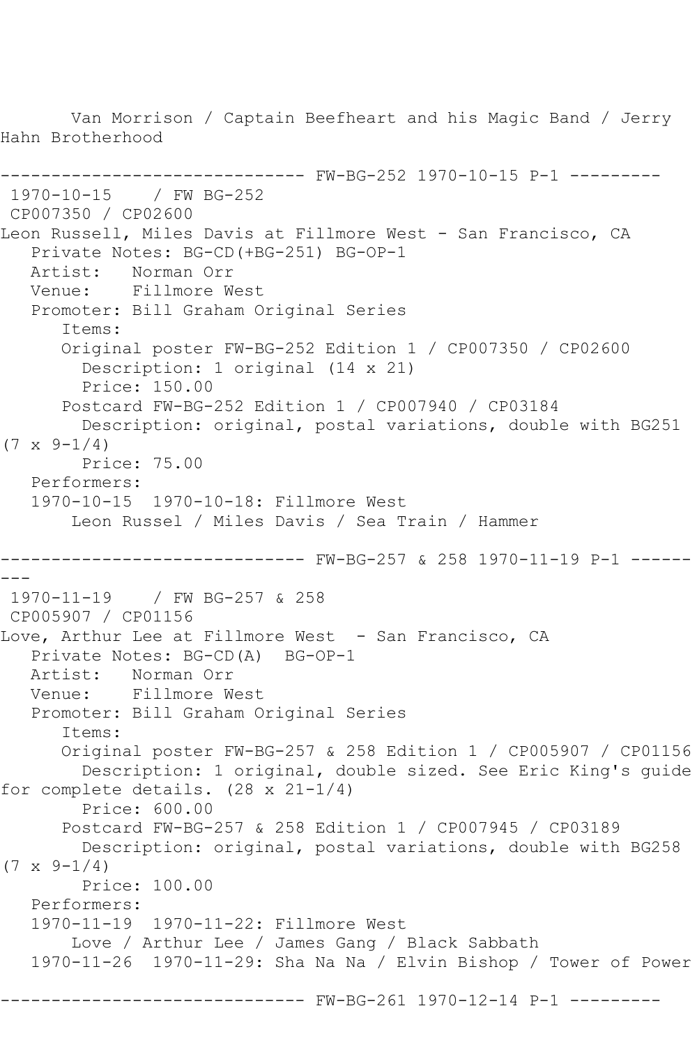Van Morrison / Captain Beefheart and his Magic Band / Jerry Hahn Brotherhood

------------------------------ FW-BG-252 1970-10-15 P-1 ---------

1970-10-15 / FW BG-252
CP007350 / CP02600
Leon Russell, Miles Davis at Fillmore West - San Francisco, CA
   Private Notes: BG-CD(+BG-251) BG-OP-1
   Artist: Norman Orr
   Venue: Fillmore West
   Promoter: Bill Graham Original Series
      Items:
      Original poster FW-BG-252 Edition 1 / CP007350 / CP02600
        Description: 1 original (14 x 21)
        Price: 150.00
      Postcard FW-BG-252 Edition 1 / CP007940 / CP03184
        Description: original, postal variations, double with BG251 (7 x 9-1/4)
        Price: 75.00
   Performers:
   1970-10-15 1970-10-18: Fillmore West
       Leon Russel / Miles Davis / Sea Train / Hammer

------------------------------ FW-BG-257 & 258 1970-11-19 P-1 ---------

1970-11-19 / FW BG-257 & 258
CP005907 / CP01156
Love, Arthur Lee at Fillmore West - San Francisco, CA
   Private Notes: BG-CD(A) BG-OP-1
   Artist: Norman Orr
   Venue: Fillmore West
   Promoter: Bill Graham Original Series
      Items:
      Original poster FW-BG-257 & 258 Edition 1 / CP005907 / CP01156
        Description: 1 original, double sized. See Eric King's guide for complete details. (28 x 21-1/4)
        Price: 600.00
      Postcard FW-BG-257 & 258 Edition 1 / CP007945 / CP03189
        Description: original, postal variations, double with BG258 (7 x 9-1/4)
        Price: 100.00
   Performers:
   1970-11-19 1970-11-22: Fillmore West
       Love / Arthur Lee / James Gang / Black Sabbath
   1970-11-26 1970-11-29: Sha Na Na / Elvin Bishop / Tower of Power

------------------------------ FW-BG-261 1970-12-14 P-1 ---------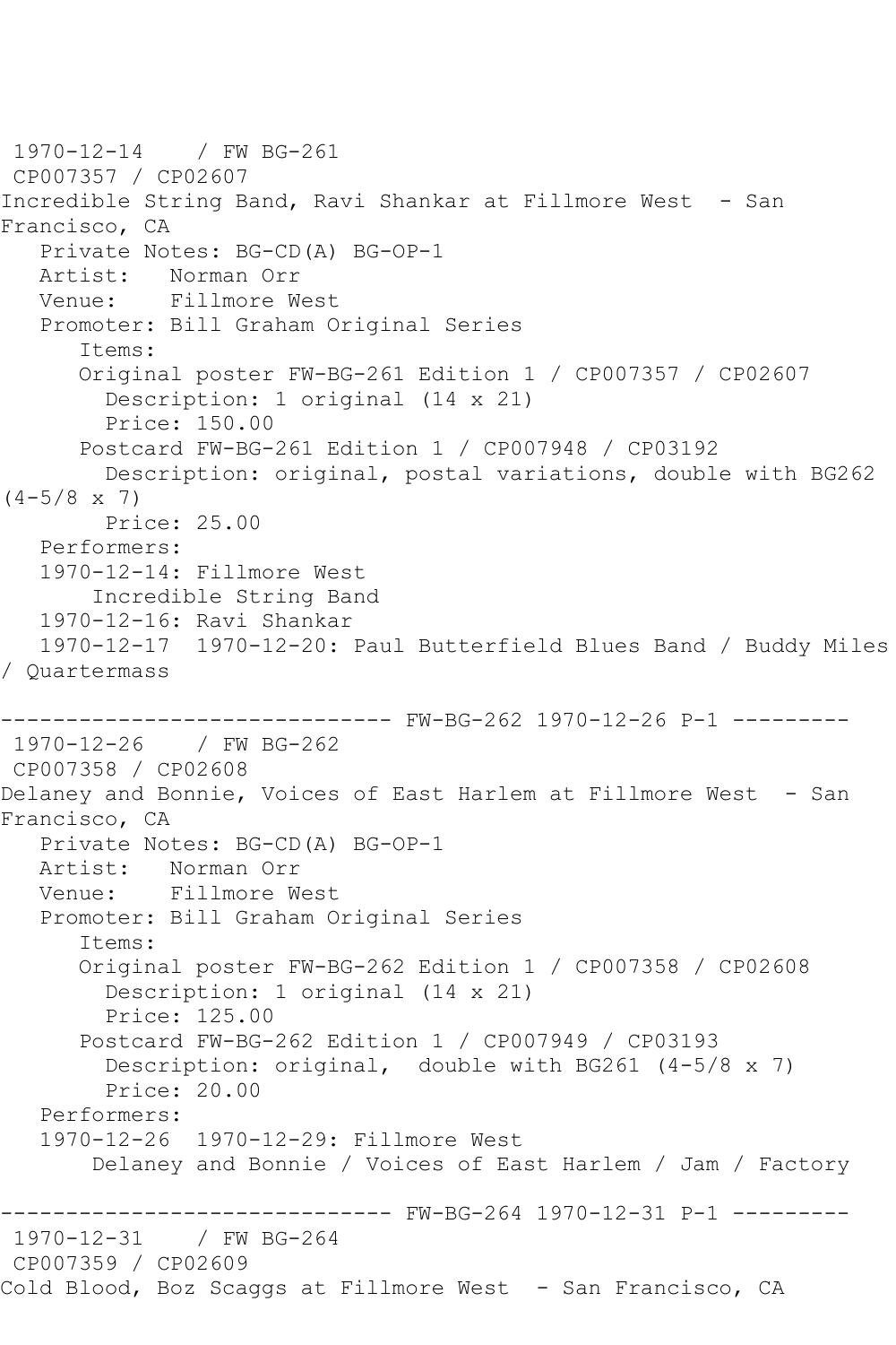1970-12-14 / FW BG-261
CP007357 / CP02607
Incredible String Band, Ravi Shankar at Fillmore West - San Francisco, CA

Private Notes: BG-CD(A) BG-OP-1
Artist: Norman Orr
Venue: Fillmore West
Promoter: Bill Graham Original Series

Items:

- Original poster FW-BG-261 Edition 1 / CP007357 / CP02607
  - Description: 1 original (14 x 21)
  - Price: 150.00
- Postcard FW-BG-261 Edition 1 / CP007948 / CP03192
  - Description: original, postal variations, double with BG262 (4-5/8 x 7)
  - Price: 25.00

Performers:

- 1970-12-14: Fillmore West
  - Incredible String Band
- 1970-12-16: Ravi Shankar
- 1970-12-17 1970-12-20: Paul Butterfield Blues Band / Buddy Miles / Quartermass

------------------------------ FW-BG-262 1970-12-26 P-1 ---------

1970-12-26 / FW BG-262
CP007358 / CP02608
Delaney and Bonnie, Voices of East Harlem at Fillmore West - San Francisco, CA

Private Notes: BG-CD(A) BG-OP-1
Artist: Norman Orr
Venue: Fillmore West
Promoter: Bill Graham Original Series

Items:

- Original poster FW-BG-262 Edition 1 / CP007358 / CP02608
  - Description: 1 original (14 x 21)
  - Price: 125.00
- Postcard FW-BG-262 Edition 1 / CP007949 / CP03193
  - Description: original, double with BG261 (4-5/8 x 7)
  - Price: 20.00

Performers:

- 1970-12-26 1970-12-29: Fillmore West
  - Delaney and Bonnie / Voices of East Harlem / Jam / Factory

------------------------------ FW-BG-264 1970-12-31 P-1 ---------

1970-12-31 / FW BG-264
CP007359 / CP02609
Cold Blood, Boz Scaggs at Fillmore West - San Francisco, CA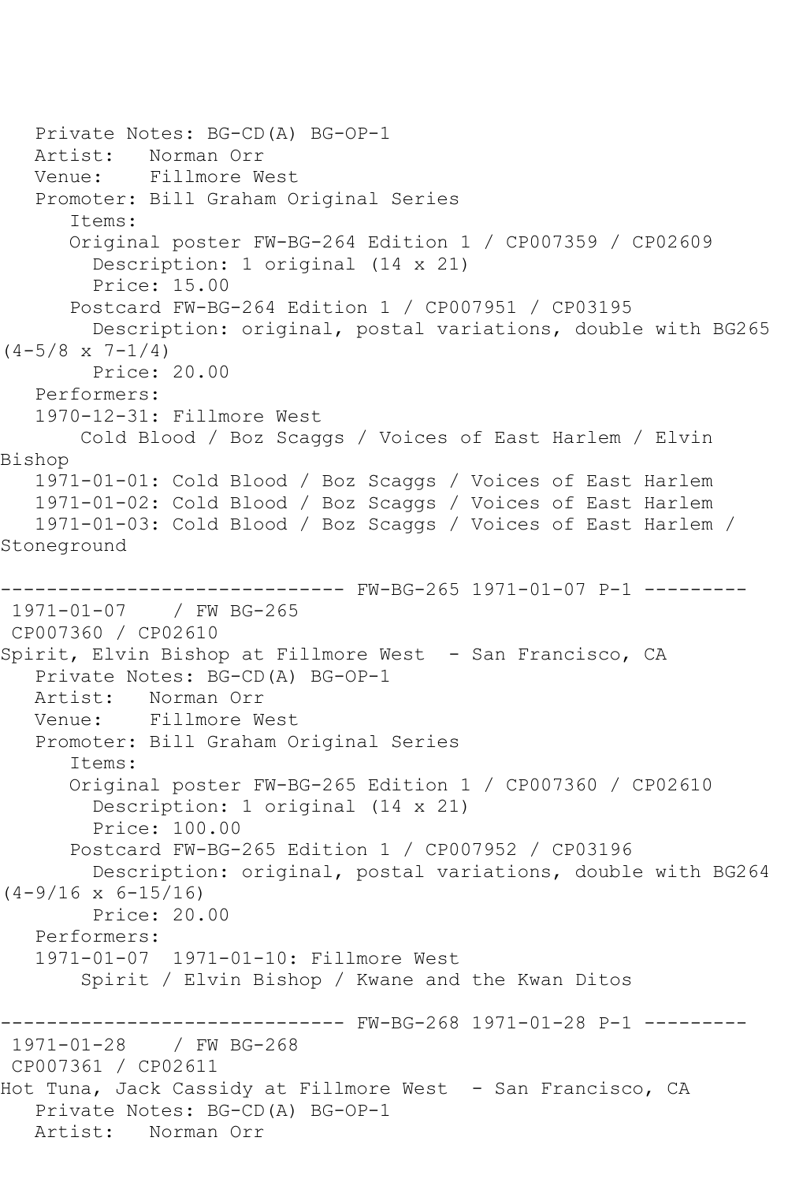Private Notes: BG-CD(A) BG-OP-1
Artist: Norman Orr
Venue: Fillmore West
Promoter: Bill Graham Original Series
Items:
Original poster FW-BG-264 Edition 1 / CP007359 / CP02609
Description: 1 original (14 x 21)
Price: 15.00
Postcard FW-BG-264 Edition 1 / CP007951 / CP03195
Description: original, postal variations, double with BG265 (4-5/8 x 7-1/4)
Price: 20.00
Performers:
1970-12-31: Fillmore West
Cold Blood / Boz Scaggs / Voices of East Harlem / Elvin Bishop
1971-01-01: Cold Blood / Boz Scaggs / Voices of East Harlem
1971-01-02: Cold Blood / Boz Scaggs / Voices of East Harlem
1971-01-03: Cold Blood / Boz Scaggs / Voices of East Harlem / Stoneground

------------------------------ FW-BG-265 1971-01-07 P-1 ---------
1971-01-07 / FW BG-265
CP007360 / CP02610
Spirit, Elvin Bishop at Fillmore West - San Francisco, CA
Private Notes: BG-CD(A) BG-OP-1
Artist: Norman Orr
Venue: Fillmore West
Promoter: Bill Graham Original Series
Items:
Original poster FW-BG-265 Edition 1 / CP007360 / CP02610
Description: 1 original (14 x 21)
Price: 100.00
Postcard FW-BG-265 Edition 1 / CP007952 / CP03196
Description: original, postal variations, double with BG264 (4-9/16 x 6-15/16)
Price: 20.00
Performers:
1971-01-07 1971-01-10: Fillmore West
Spirit / Elvin Bishop / Kwane and the Kwan Ditos

------------------------------ FW-BG-268 1971-01-28 P-1 ---------
1971-01-28 / FW BG-268
CP007361 / CP02611
Hot Tuna, Jack Cassidy at Fillmore West - San Francisco, CA
Private Notes: BG-CD(A) BG-OP-1
Artist: Norman Orr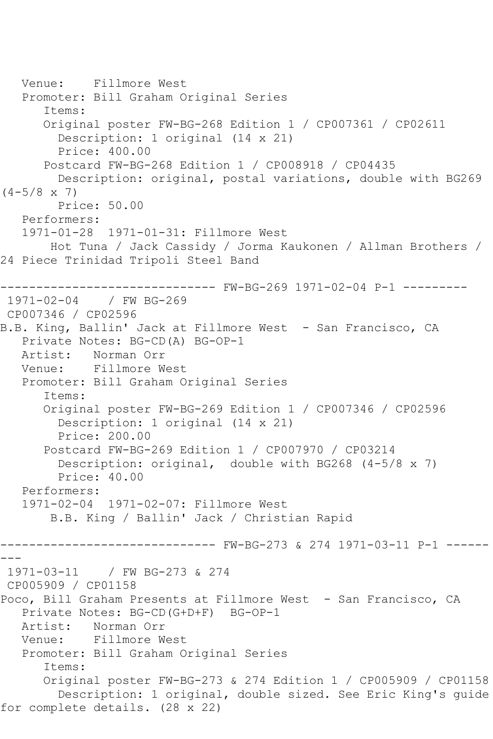Venue: Fillmore West
Promoter: Bill Graham Original Series
Items:
Original poster FW-BG-268 Edition 1 / CP007361 / CP02611
Description: 1 original (14 x 21)
Price: 400.00
Postcard FW-BG-268 Edition 1 / CP008918 / CP04435
Description: original, postal variations, double with BG269 (4-5/8 x 7)
Price: 50.00
Performers:
1971-01-28 1971-01-31: Fillmore West
Hot Tuna / Jack Cassidy / Jorma Kaukonen / Allman Brothers / 24 Piece Trinidad Tripoli Steel Band

------------------------------ FW-BG-269 1971-02-04 P-1 ---------

1971-02-04 / FW BG-269
CP007346 / CP02596
B.B. King, Ballin' Jack at Fillmore West - San Francisco, CA
Private Notes: BG-CD(A) BG-OP-1
Artist: Norman Orr
Venue: Fillmore West
Promoter: Bill Graham Original Series
Items:
Original poster FW-BG-269 Edition 1 / CP007346 / CP02596
Description: 1 original (14 x 21)
Price: 200.00
Postcard FW-BG-269 Edition 1 / CP007970 / CP03214
Description: original, double with BG268 (4-5/8 x 7)
Price: 40.00
Performers:
1971-02-04 1971-02-07: Fillmore West
B.B. King / Ballin' Jack / Christian Rapid

------------------------------ FW-BG-273 & 274 1971-03-11 P-1 ---------

1971-03-11 / FW BG-273 & 274
CP005909 / CP01158
Poco, Bill Graham Presents at Fillmore West - San Francisco, CA
Private Notes: BG-CD(G+D+F) BG-OP-1
Artist: Norman Orr
Venue: Fillmore West
Promoter: Bill Graham Original Series
Items:
Original poster FW-BG-273 & 274 Edition 1 / CP005909 / CP01158
Description: 1 original, double sized. See Eric King's guide for complete details. (28 x 22)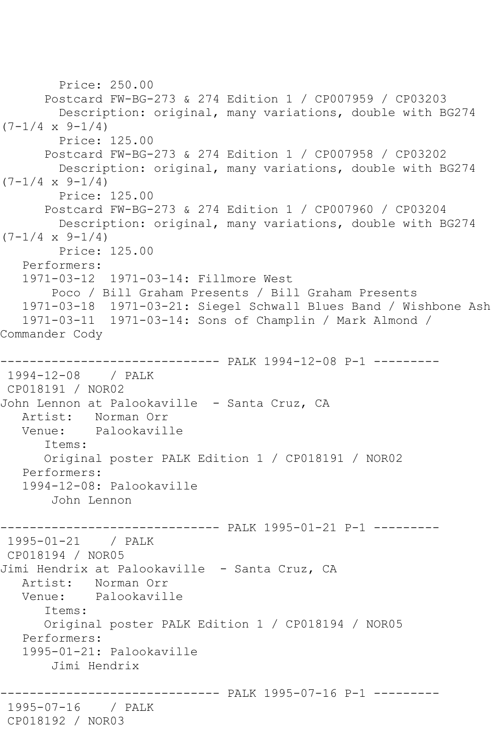```
        Price: 250.00
      Postcard FW-BG-273 & 274 Edition 1 / CP007959 / CP03203
        Description: original, many variations, double with BG274 
(7-1/4 x 9-1/4)
        Price: 125.00
      Postcard FW-BG-273 & 274 Edition 1 / CP007958 / CP03202
        Description: original, many variations, double with BG274 
(7-1/4 x 9-1/4)
        Price: 125.00
      Postcard FW-BG-273 & 274 Edition 1 / CP007960 / CP03204
        Description: original, many variations, double with BG274 
(7-1/4 x 9-1/4)
        Price: 125.00
   Performers:
   1971-03-12  1971-03-14: Fillmore West
       Poco / Bill Graham Presents / Bill Graham Presents
   1971-03-18  1971-03-21: Siegel Schwall Blues Band / Wishbone Ash
   1971-03-11  1971-03-14: Sons of Champlin / Mark Almond / 
Commander Cody

------------------------------ PALK 1994-12-08 P-1 ---------
 1994-12-08    / PALK
 CP018191 / NOR02
John Lennon at Palookaville  - Santa Cruz, CA
   Artist:   Norman Orr
   Venue:    Palookaville
      Items:
      Original poster PALK Edition 1 / CP018191 / NOR02
   Performers:
   1994-12-08: Palookaville
       John Lennon

------------------------------ PALK 1995-01-21 P-1 ---------
 1995-01-21    / PALK
 CP018194 / NOR05
Jimi Hendrix at Palookaville  - Santa Cruz, CA
   Artist:   Norman Orr
   Venue:    Palookaville
      Items:
      Original poster PALK Edition 1 / CP018194 / NOR05
   Performers:
   1995-01-21: Palookaville
       Jimi Hendrix

------------------------------ PALK 1995-07-16 P-1 ---------
 1995-07-16    / PALK
 CP018192 / NOR03
```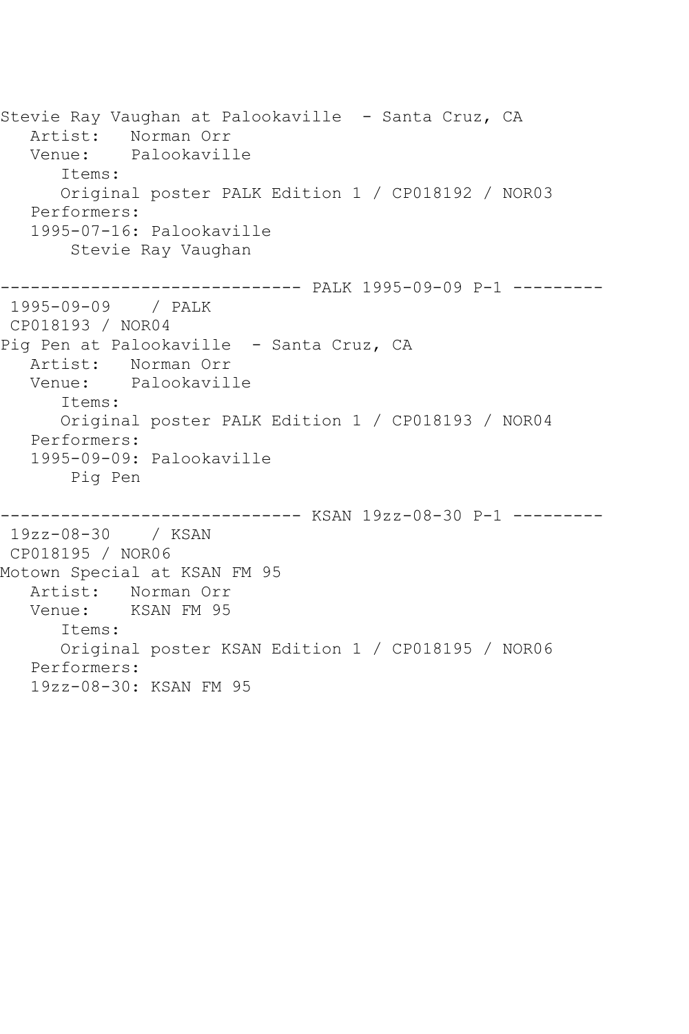Stevie Ray Vaughan at Palookaville - Santa Cruz, CA
   Artist:   Norman Orr
   Venue:    Palookaville
      Items:
      Original poster PALK Edition 1 / CP018192 / NOR03
   Performers:
   1995-07-16: Palookaville
       Stevie Ray Vaughan

------------------------------ PALK 1995-09-09 P-1 ---------
 1995-09-09    / PALK
 CP018193 / NOR04
Pig Pen at Palookaville - Santa Cruz, CA
   Artist:   Norman Orr
   Venue:    Palookaville
      Items:
      Original poster PALK Edition 1 / CP018193 / NOR04
   Performers:
   1995-09-09: Palookaville
       Pig Pen

------------------------------ KSAN 19zz-08-30 P-1 ---------
 19zz-08-30    / KSAN
 CP018195 / NOR06
Motown Special at KSAN FM 95
   Artist:   Norman Orr
   Venue:    KSAN FM 95
      Items:
      Original poster KSAN Edition 1 / CP018195 / NOR06
   Performers:
   19zz-08-30: KSAN FM 95